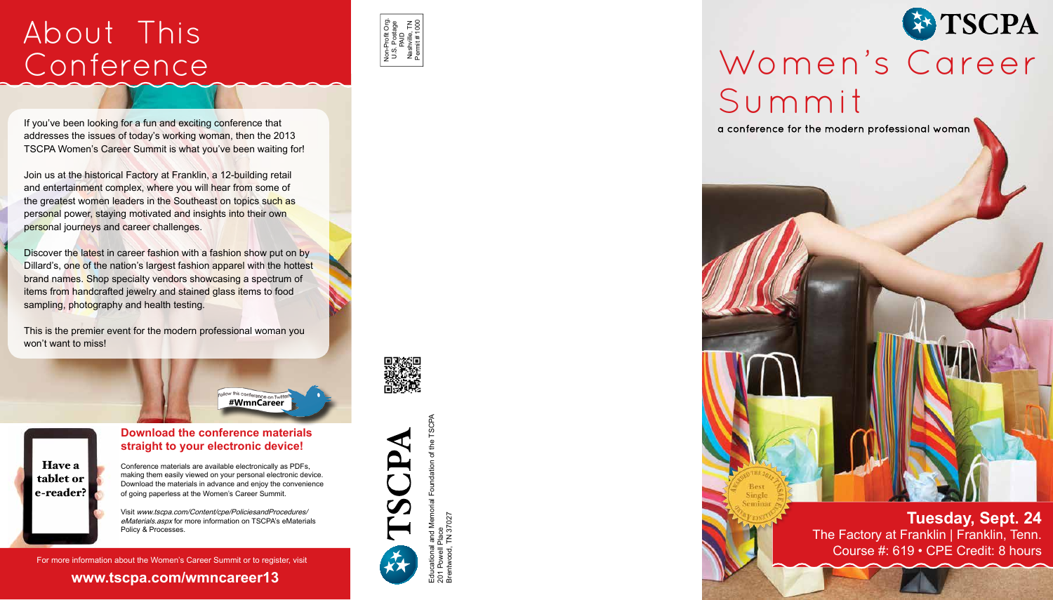# About This Conference

If you've been looking for a fun and exciting conference that addresses the issues of today's working woman, then the 2013 TSCPA Women's Career Summit is what you've been waiting for!

Join us at the historical Factory at Franklin, a 12-building retail and entertainment complex, where you will hear from some of the greatest women leaders in the Southeast on topics such as personal power, staying motivated and insights into their own personal journeys and career challenges.

Discover the latest in career fashion with a fashion show put on by Dillard's, one of the nation's largest fashion apparel with the hottest brand names. Shop specialty vendors showcasing a spectrum of items from handcrafted jewelry and stained glass items to food sampling, photography and health testing.

This is the premier event for the modern professional woman you won't want to miss!

Follow this conference on Twitter **#WmnCareer**

Have a tablet or e-reader?

### Download the conference materials straight to your electronic device!

Conference materials are available electronically as PDFs, making them easily viewed on your personal electronic device. Download the materials in advance and enjoy the convenience of going paperless at the Women's Career Summit.

Visit *www.tscpa.com/Content/cpe/PoliciesandProcedures/eMaterials.aspx* for more information on TSCPA's eMaterials Policy & Processes.

For more information about the Women's Career Summit or to register, visit

**www.tscpa.com/wmncareer13**

Non-Profit Org.
U.S. Postage
PAID
Nashville, TN
Permit # 1000

TSCPA

Educational and Memorial Foundation of the TSCPA
201 Powell Place
Brentwood, TN 37027

TSCPA

# Women's Career Summit

a conference for the modern professional woman

Awarded the 2012 TSCPA Best Single Seminar

**Tuesday, Sept. 24**
The Factory at Franklin | Franklin, Tenn.
Course #: 619 • CPE Credit: 8 hours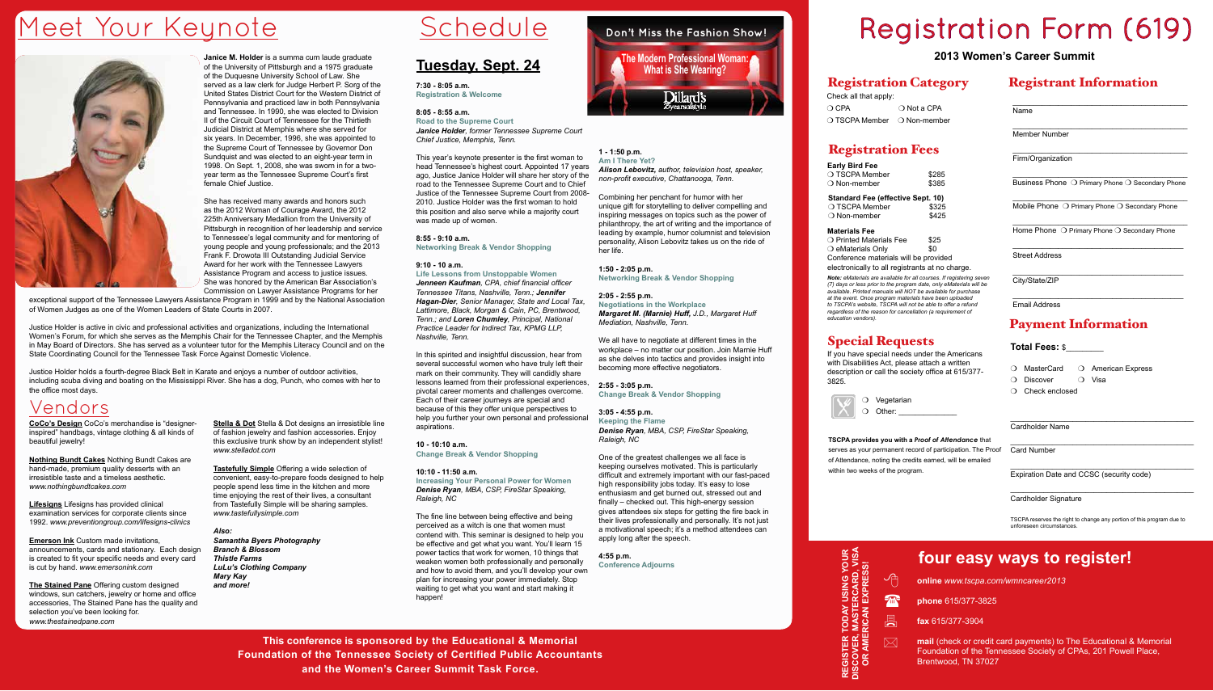# Meet Your Keynote

**Janice M. Holder** is a summa cum laude graduate of the University of Pittsburgh and a 1975 graduate of the Duquesne University School of Law. She served as a law clerk for Judge Herbert P. Sorg of the United States District Court for the Western District of Pennsylvania and practiced law in both Pennsylvania and Tennessee. In 1990, she was elected to Division II of the Circuit Court of Tennessee for the Thirtieth Judicial District at Memphis where she served for six years. In December, 1996, she was appointed to the Supreme Court of Tennessee by Governor Don Sundquist and was elected to an eight-year term in 1998. On Sept. 1, 2008, she was sworn in for a two-year term as the Tennessee Supreme Court's first female Chief Justice.

She has received many awards and honors such as the 2012 Woman of Courage Award, the 2012 225th Anniversary Medallion from the University of Pittsburgh in recognition of her leadership and service to Tennessee's legal community and for mentoring of young people and young professionals; and the 2013 Frank F. Drowota III Outstanding Judicial Service Award for her work with the Tennessee Lawyers Assistance Program and access to justice issues. She was honored by the American Bar Association's Commission on Lawyer Assistance Programs for her exceptional support of the Tennessee Lawyers Assistance Program in 1999 and by the National Association of Women Judges as one of the Women Leaders of State Courts in 2007.

Justice Holder is active in civic and professional activities and organizations, including the International Women's Forum, for which she serves as the Memphis Chair for the Tennessee Chapter, and the Memphis in May Board of Directors. She has served as a volunteer tutor for the Memphis Literacy Council and on the State Coordinating Council for the Tennessee Task Force Against Domestic Violence.

Justice Holder holds a fourth-degree Black Belt in Karate and enjoys a number of outdoor activities, including scuba diving and boating on the Mississippi River. She has a dog, Punch, who comes with her to the office most days.

# Vendors

**CoCo's Design** CoCo's merchandise is "designer-inspired" handbags, vintage clothing & all kinds of beautiful jewelry!

**Nothing Bundt Cakes** Nothing Bundt Cakes are hand-made, premium quality desserts with an irresistible taste and a timeless aesthetic. *www.nothingbundtcakes.com*

**Lifesigns** Lifesigns has provided clinical examination services for corporate clients since 1992. *www.preventiongroup.com/lifesigns-clinics*

**Emerson Ink** Custom made invitations, announcements, cards and stationary. Each design is created to fit your specific needs and every card is cut by hand. *www.emersonink.com*

**The Stained Pane** Offering custom designed windows, sun catchers, jewelry or home and office accessories, The Stained Pane has the quality and selection you've been looking for. *www.thestainedpane.com*

**Stella & Dot** Stella & Dot designs an irresistible line of fashion jewelry and fashion accessories. Enjoy this exclusive trunk show by an independent stylist! *www.stelladot.com*

**Tastefully Simple** Offering a wide selection of convenient, easy-to-prepare foods designed to help people spend less time in the kitchen and more time enjoying the rest of their lives, a consultant from Tastefully Simple will be sharing samples. *www.tastefullysimple.com*

*Also:*
***Samantha Byers Photography***
***Branch & Blossom***
***Thistle Farms***
***LuLu's Clothing Company***
***Mary Kay***
***and more!***

# Schedule

## Tuesday, Sept. 24

**7:30 - 8:05 a.m.**
**Registration & Welcome**

**8:05 - 8:55 a.m.**
**Road to the Supreme Court**
***Janice Holder**, former Tennessee Supreme Court Chief Justice, Memphis, Tenn.*

This year's keynote presenter is the first woman to head Tennessee's highest court. Appointed 17 years ago, Justice Janice Holder will share her story of the road to the Tennessee Supreme Court and to Chief Justice of the Tennessee Supreme Court from 2008-2010. Justice Holder was the first woman to hold this position and also serve while a majority court was made up of women.

**8:55 - 9:10 a.m.**
**Networking Break & Vendor Shopping**

**9:10 - 10 a.m.**
**Life Lessons from Unstoppable Women**
***Jenneen Kaufman**, CPA, chief financial officer Tennessee Titans, Nashville, Tenn.; **Jennifer Hagan-Dier**, Senior Manager, State and Local Tax, Lattimore, Black, Morgan & Cain, PC, Brentwood, Tenn.; and **Loren Chumley**, Principal, National Practice Leader for Indirect Tax, KPMG LLP, Nashville, Tenn.*

In this spirited and insightful discussion, hear from several successful women who have truly left their mark on their community. They will candidly share lessons learned from their professional experiences, pivotal career moments and challenges overcome. Each of their career journeys are special and because of this they offer unique perspectives to help you further your own personal and professional aspirations.

**10 - 10:10 a.m.**
**Change Break & Vendor Shopping**

**10:10 - 11:50 a.m.**
**Increasing Your Personal Power for Women**
***Denise Ryan**, MBA, CSP, FireStar Speaking, Raleigh, NC*

The fine line between being effective and being perceived as a witch is one that women must contend with. This seminar is designed to help you be effective and get what you want. You'll learn 15 power tactics that work for women, 10 things that weaken women both professionally and personally and how to avoid them, and you'll develop your own plan for increasing your power immediately. Stop waiting to get what you want and start making it happen!

**1 - 1:50 p.m.**
**Am I There Yet?**
***Alison Lebovitz**, author, television host, speaker, non-profit executive, Chattanooga, Tenn.*

Combining her penchant for humor with her unique gift for storytelling to deliver compelling and inspiring messages on topics such as the power of philanthropy, the art of writing and the importance of leading by example, humor columnist and television personality, Alison Lebovitz takes us on the ride of her life.

**1:50 - 2:05 p.m.**
**Networking Break & Vendor Shopping**

**2:05 - 2:55 p.m.**
**Negotiations in the Workplace**
***Margaret M. (Marnie) Huff**, J.D., Margaret Huff Mediation, Nashville, Tenn.*

We all have to negotiate at different times in the workplace – no matter our position. Join Marnie Huff as she delves into tactics and provides insight into becoming more effective negotiators.

**2:55 - 3:05 p.m.**
**Change Break & Vendor Shopping**

**3:05 - 4:55 p.m.**
**Keeping the Flame**
***Denise Ryan**, MBA, CSP, FireStar Speaking, Raleigh, NC*

One of the greatest challenges we all face is keeping ourselves motivated. This is particularly difficult and extremely important with our fast-paced high responsibility jobs today. It's easy to lose enthusiasm and get burned out, stressed out and finally – checked out. This high-energy session gives attendees six steps for getting the fire back in their lives professionally and personally. It's not just a motivational speech; it's a method attendees can apply long after the speech.

**4:55 p.m.**
**Conference Adjourns**

**Don't Miss the Fashion Show!**

**The Modern Professional Woman: What is She Wearing?**

Dillard's

**This conference is sponsored by the Educational & Memorial Foundation of the Tennessee Society of Certified Public Accountants and the Women's Career Summit Task Force.**

# Registration Form (619)

## 2013 Women's Career Summit

### Registration Category

Check all that apply:

❍ CPA ❍ Not a CPA
❍ TSCPA Member ❍ Non-member

### Registration Fees

**Early Bird Fee**

| | |
|---|---|
| ❍ TSCPA Member | $285 |
| ❍ Non-member | $385 |

**Standard Fee (effective Sept. 10)**

| | |
|---|---|
| ❍ TSCPA Member | $325 |
| ❍ Non-member | $425 |

**Materials Fee**

| | |
|---|---|
| ❍ Printed Materials Fee | $25 |
| ❍ eMaterials Only | $0 |

Conference materials will be provided electronically to all registrants at no charge.

*Note: eMaterials are available for all courses. If registering seven (7) days or less prior to the program date, only eMaterials will be available. Printed manuals will NOT be available for purchase at the event. Once program materials have been uploaded to TSCPA's website, TSCPA will not be able to offer a refund regardless of the reason for cancellation (a requirement of education vendors).*

### Special Requests

If you have special needs under the Americans with Disabilities Act, please attach a written description or call the society office at 615/377-3825.

❍ Vegetarian
❍ Other: ______________

**TSCPA provides you with a *Proof of Attendance*** that serves as your permanent record of participation. The Proof of Attendance, noting the credits earned, will be emailed within two weeks of the program.

### Registrant Information

Name ______________

Member Number ______________

Firm/Organization ______________

Business Phone ❍ Primary Phone ❍ Secondary Phone

Mobile Phone ❍ Primary Phone ❍ Secondary Phone

Home Phone ❍ Primary Phone ❍ Secondary Phone

Street Address ______________

City/State/ZIP ______________

Email Address ______________

### Payment Information

**Total Fees:** $________

❍ MasterCard ❍ American Express
❍ Discover ❍ Visa
❍ Check enclosed

Cardholder Name ______________

Card Number ______________

Expiration Date and CCSC (security code) ______________

Cardholder Signature ______________

TSCPA reserves the right to change any portion of this program due to unforeseen circumstances.

## four easy ways to register!

**REGISTER TODAY USING YOUR DISCOVER, MASTERCARD, VISA OR AMERICAN EXPRESS!**

**online** *www.tscpa.com/wmncareer2013*

**phone** 615/377-3825

**fax** 615/377-3904

**mail** (check or credit card payments) to The Educational & Memorial Foundation of the Tennessee Society of CPAs, 201 Powell Place, Brentwood, TN 37027